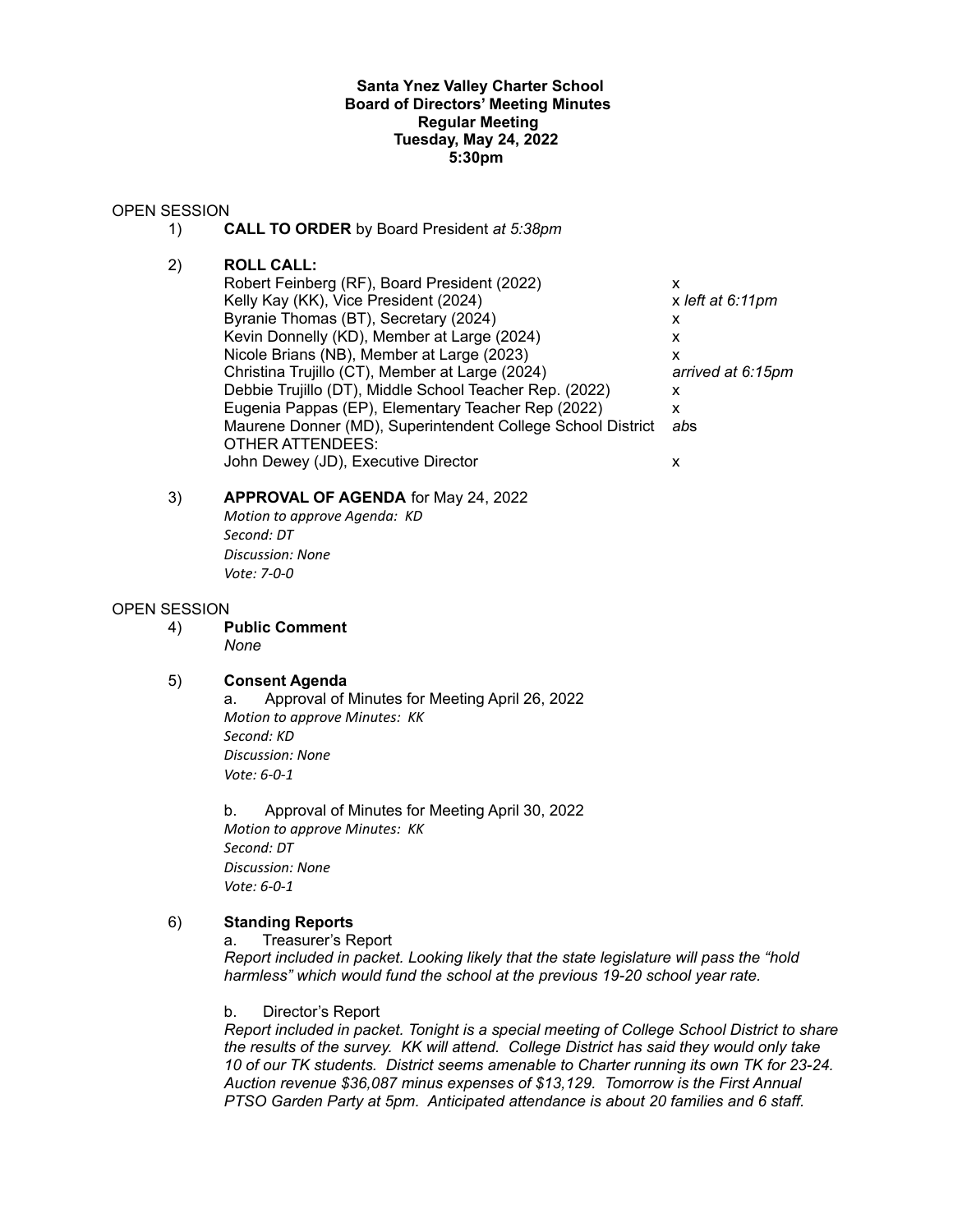**Santa Ynez Valley Charter School**
**Board of Directors' Meeting Minutes**
**Regular Meeting**
**Tuesday, May 24, 2022**
**5:30pm**

OPEN SESSION

1) **CALL TO ORDER** by Board President *at 5:38pm*

2) **ROLL CALL:**

| | |
|---|---|
| Robert Feinberg (RF), Board President (2022) | x |
| Kelly Kay (KK), Vice President (2024) | x *left at 6:11pm* |
| Byranie Thomas (BT), Secretary (2024) | x |
| Kevin Donnelly (KD), Member at Large (2024) | x |
| Nicole Brians (NB), Member at Large (2023) | x |
| Christina Trujillo (CT), Member at Large (2024) | *arrived at 6:15pm* |
| Debbie Trujillo (DT), Middle School Teacher Rep. (2022) | x |
| Eugenia Pappas (EP), Elementary Teacher Rep (2022) | x |
| Maurene Donner (MD), Superintendent College School District | *ab*s |
| OTHER ATTENDEES: | |
| John Dewey (JD), Executive Director | x |

3) **APPROVAL OF AGENDA** for May 24, 2022

*Motion to approve Agenda: KD*
*Second: DT*
*Discussion: None*
*Vote: 7-0-0*

OPEN SESSION

4) **Public Comment**

*None*

5) **Consent Agenda**

a. Approval of Minutes for Meeting April 26, 2022

*Motion to approve Minutes: KK*
*Second: KD*
*Discussion: None*
*Vote: 6-0-1*

b. Approval of Minutes for Meeting April 30, 2022

*Motion to approve Minutes: KK*
*Second: DT*
*Discussion: None*
*Vote: 6-0-1*

6) **Standing Reports**

a. Treasurer's Report

*Report included in packet. Looking likely that the state legislature will pass the "hold harmless" which would fund the school at the previous 19-20 school year rate.*

b. Director's Report

*Report included in packet. Tonight is a special meeting of College School District to share the results of the survey. KK will attend. College District has said they would only take 10 of our TK students. District seems amenable to Charter running its own TK for 23-24. Auction revenue $36,087 minus expenses of $13,129. Tomorrow is the First Annual PTSO Garden Party at 5pm. Anticipated attendance is about 20 families and 6 staff.*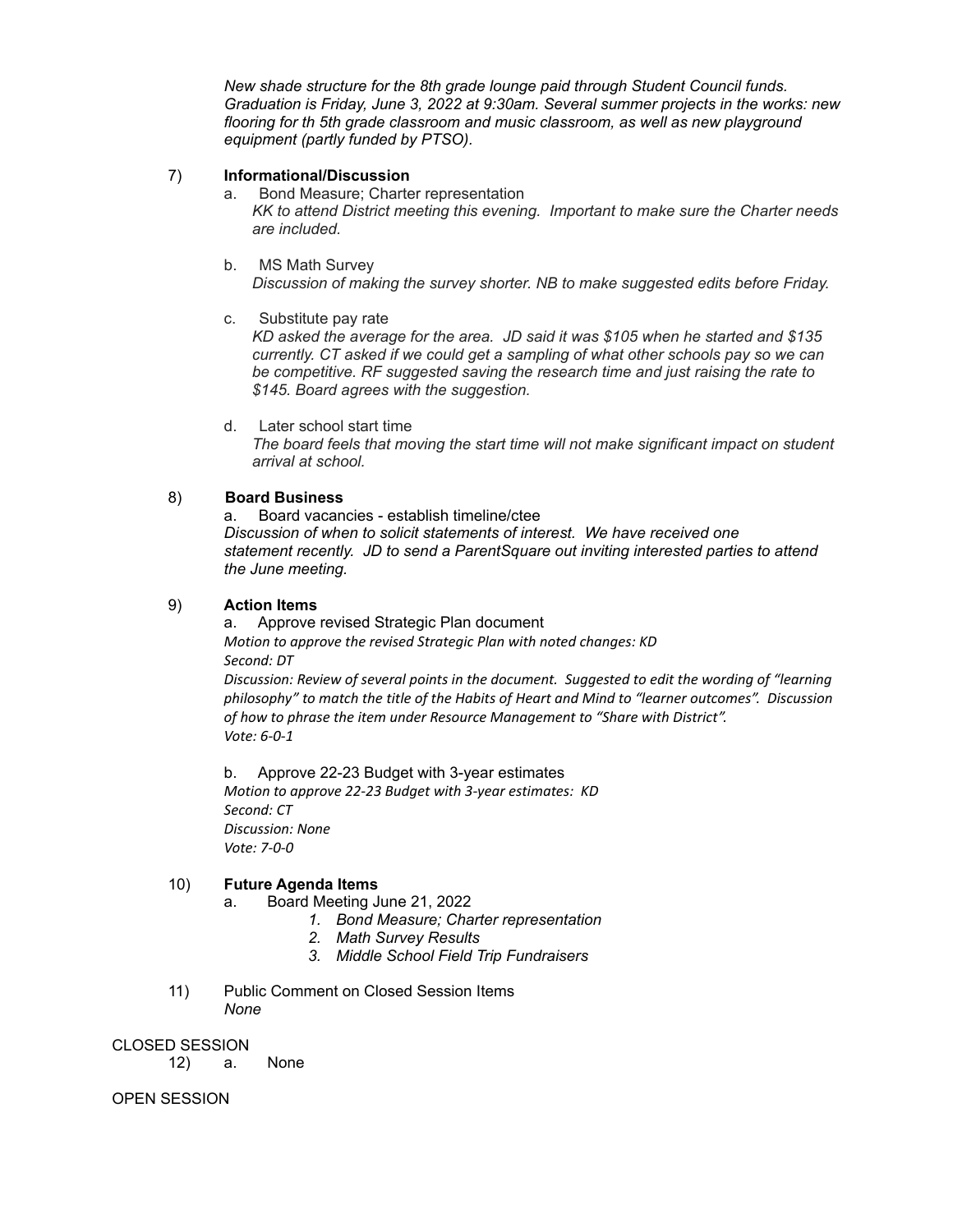*New shade structure for the 8th grade lounge paid through Student Council funds. Graduation is Friday, June 3, 2022 at 9:30am. Several summer projects in the works: new flooring for th 5th grade classroom and music classroom, as well as new playground equipment (partly funded by PTSO).*

7) **Informational/Discussion**

a. Bond Measure; Charter representation
*KK to attend District meeting this evening. Important to make sure the Charter needs are included.*

b. MS Math Survey
*Discussion of making the survey shorter. NB to make suggested edits before Friday.*

c. Substitute pay rate
*KD asked the average for the area. JD said it was $105 when he started and $135 currently. CT asked if we could get a sampling of what other schools pay so we can be competitive. RF suggested saving the research time and just raising the rate to $145. Board agrees with the suggestion.*

d. Later school start time
*The board feels that moving the start time will not make significant impact on student arrival at school.*

8) **Board Business**

a. Board vacancies - establish timeline/ctee
*Discussion of when to solicit statements of interest. We have received one statement recently. JD to send a ParentSquare out inviting interested parties to attend the June meeting.*

9) **Action Items**

a. Approve revised Strategic Plan document
*Motion to approve the revised Strategic Plan with noted changes: KD*
*Second: DT*
*Discussion: Review of several points in the document. Suggested to edit the wording of "learning philosophy" to match the title of the Habits of Heart and Mind to "learner outcomes". Discussion of how to phrase the item under Resource Management to "Share with District".*
*Vote: 6-0-1*

b. Approve 22-23 Budget with 3-year estimates
*Motion to approve 22-23 Budget with 3-year estimates: KD*
*Second: CT*
*Discussion: None*
*Vote: 7-0-0*

10) **Future Agenda Items**

a. Board Meeting June 21, 2022
1. *Bond Measure; Charter representation*
2. *Math Survey Results*
3. *Middle School Field Trip Fundraisers*

11) Public Comment on Closed Session Items
*None*

CLOSED SESSION

12) a. None

OPEN SESSION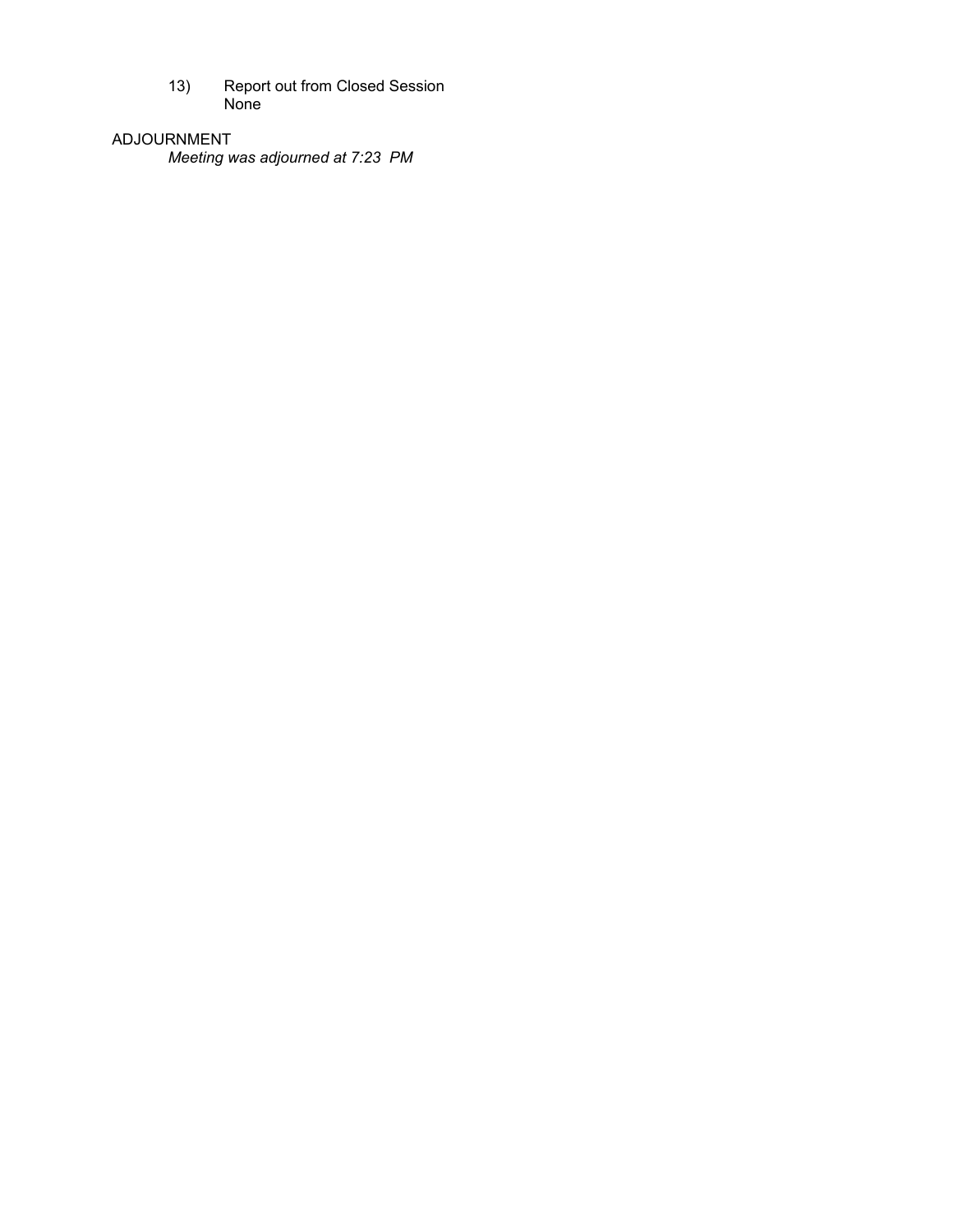13) Report out from Closed Session
    None

ADJOURNMENT

*Meeting was adjourned at 7:23 PM*